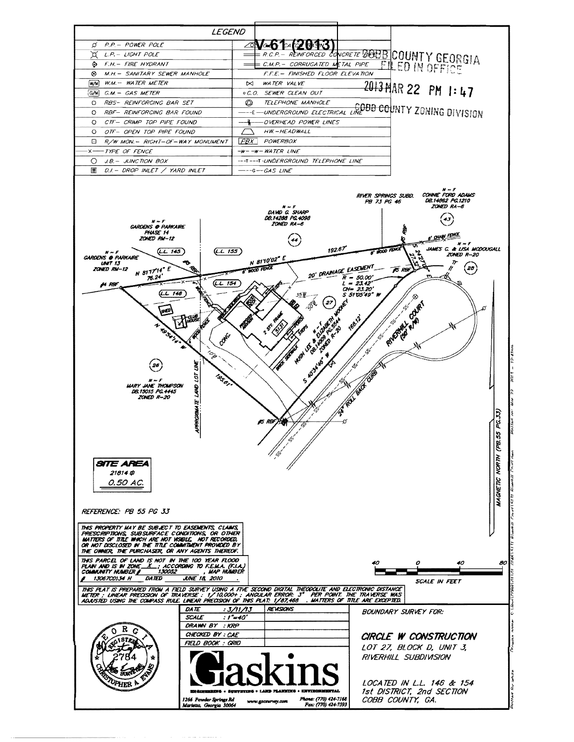V-61 (2013)

COBB COUNTY GEORGIA
FILED IN OFFICE
2013 MAR 22 PM 1:47
COBB COUNTY ZONING DIVISION

## LEGEND

| | |
|---|---|
| P.P. – POWER POLE | C.B. – CATCH BASIN |
| L.P. – LIGHT POLE | R.C.P. – REINFORCED CONCRETE PIPE |
| F.H. – FIRE HYDRANT | C.M.P. – CORRUGATED METAL PIPE |
| M.H. – SANITARY SEWER MANHOLE | F.F.E. – FINISHED FLOOR ELEVATION |
| W.M. – WATER METER | WATER VALVE |
| G.M. – GAS METER | C.O. SEWER CLEAN OUT |
| RBS – REINFORCING BAR SET | TELEPHONE MANHOLE |
| RBF – REINFORCING BAR FOUND | —E— UNDERGROUND ELECTRICAL LINE |
| CTF – CRIMP TOP PIPE FOUND | OVERHEAD POWER LINES |
| OTF – OPEN TOP PIPE FOUND | HW. – HEADWALL |
| R/W MON. – RIGHT-OF-WAY MONUMENT | PBX POWERBOX |
| —X— TYPE OF FENCE | —W— WATER LINE |
| J.B. – JUNCTION BOX | —T— UNDERGROUND TELEPHONE LINE |
| D.I. – DROP INLET / YARD INLET | —G— GAS LINE |

RIVER SPRINGS SUBD. PB 73 PG 46

N ~ F CONNIE FORD ADAMS DB.14862 PG.1210 ZONED RA-6 (43)

N ~ F DAVID G. SHARP DB.14298 PG.4098 ZONED RA-6 (44)

N ~ F GARDENS @ PARKAIRE PHASE 14 ZONED RM-12

N ~ F GARDENS @ PARKAIRE UNIT 13 ZONED RM-12

N ~ F JAMES C. & LISA MCDOUGALL ZONED R-20 (28)

(L.L. 145) (L.L. 155) (L.L. 154) (L.L. 146)

N 81°17'14" E 76.24'

N 81°10'02" E 192.67'

6' WOOD FENCE

6' CHAIN FENCE

S 24°27'07" E 27.32'

20' DRAINAGE EASEMENT

R = 50.00'
L = 23.42'
CH= 23.20'
S 51°05'49" W

#4 RBF — #5 RBF — #5 RBF

N 49°54'14" W 195.61'

S 40°34'46" W 168.12'

(27) N ~ F HUGH LEE & ELIZABETH MOONEY DB.14009 PG.1544 ZONED R-20

2 STY. FRAME 5131

SHED — CLUB HOUSE — CONC. — BRICK SIDEWALK — STEPS — PORCH

RIVERHILL COURT (50' R/W)

24" ROLL BACK CURB

APPROXIMATE LAND LOT LINE

(26) N ~ F MARY JANE THOMPSON DB.15015 PG.4445 ZONED R-20

MAGNETIC NORTH (PB.55 PG.33)

**SITE AREA**
21814 sf
0.50 AC.

REFERENCE: PB 55 PG 33

THIS PROPERTY MAY BE SUBJECT TO EASEMENTS, CLAIMS, PRESCRIPTIONS, SUBSURFACE CONDITIONS, OR OTHER MATTERS OF TITLE WHICH ARE NOT VISIBLE, NOT RECORDED, OR NOT DISCLOSED IN THE TITLE COMMITMENT PROVIDED BY THE OWNER, THE PURCHASER, OR ANY AGENTS THEREOF.

THIS PARCEL OF LAND IS NOT IN THE 100 YEAR FLOOD PLAIN AND IS IN ZONE X ; ACCORDING TO F.E.M.A. (F.I.A.) COMMUNITY NUMBER # 130052 , MAP NUMBER # 13067C0134 H DATED JUNE 18, 2010 .

SCALE IN FEET: 40 0 40 80

THIS PLAT IS PREPARED FROM A FIELD SURVEY USING A FIVE SECOND DIGITAL THEODOLITE AND ELECTRONIC DISTANCE METER ; LINEAR PRECISION OF TRAVERSE : 1/ 10,000+ ; ANGULAR ERROR: 3" PER POINT. THE TRAVERSE WAS ADJUSTED USING THE COMPASS RULE. LINEAR PRECISION OF THIS PLAT: 1/87,468 . MATTERS OF TITLE ARE EXCEPTED.

| | | |
|---|---|---|
| DATE | : 3/11/13 | REVISIONS |
| SCALE | : 1"=40' | |
| DRAWN BY | : KRP | |
| CHECKED BY | : CAE | |
| FIELD BOOK | : GRID | |

GEORGIA REGISTERED LAND SURVEYOR 2784 CHRISTOPHER A. EVANS

**Gaskins**
ENGINEERING • SURVEYING • LAND PLANNING • ENVIRONMENTAL
1266 Powder Springs Rd, Marietta, Georgia 30064 — www.gscsurvey.com — Phone: (770) 424-7168 Fax: (770) 424-7593

BOUNDARY SURVEY FOR:

***CIRCLE W CONSTRUCTION***
LOT 27, BLOCK D, UNIT 3,
RIVERHILL SUBDIVISION

LOCATED IN L.L. 146 & 154
1st DISTRICT, 2nd SECTION
COBB COUNTY, GA.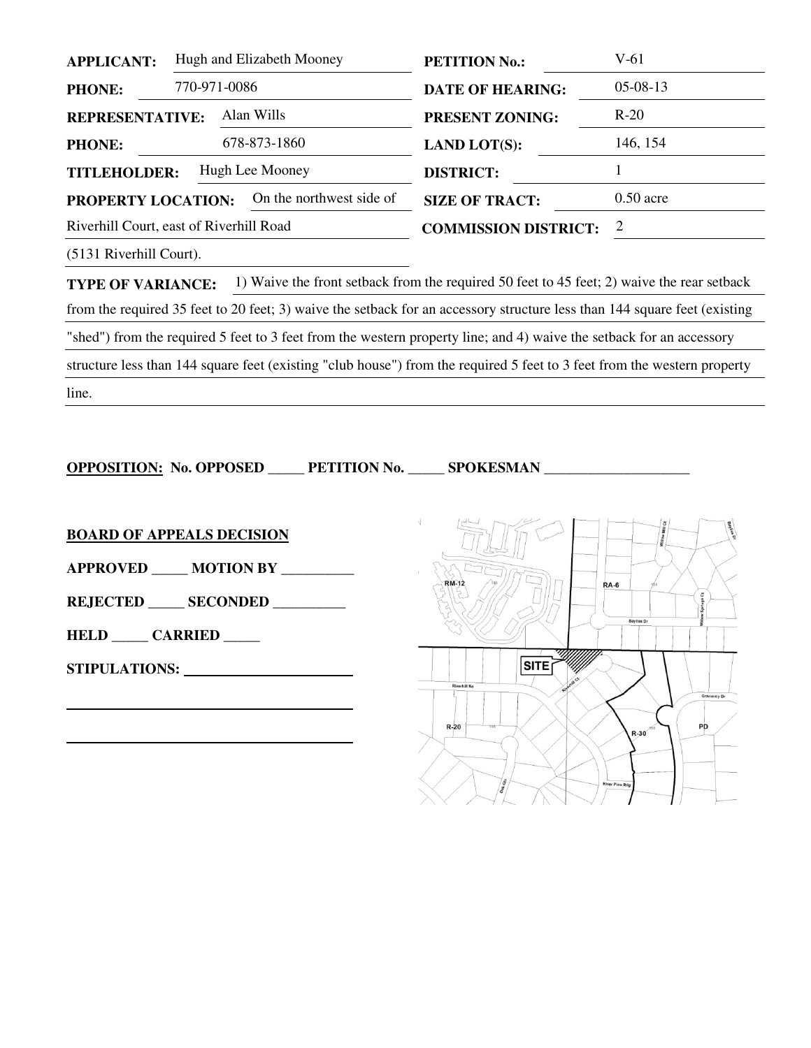| | | | |
|---|---|---|---|
| **APPLICANT:** | Hugh and Elizabeth Mooney | **PETITION No.:** | V-61 |
| **PHONE:** | 770-971-0086 | **DATE OF HEARING:** | 05-08-13 |
| **REPRESENTATIVE:** | Alan Wills | **PRESENT ZONING:** | R-20 |
| **PHONE:** | 678-873-1860 | **LAND LOT(S):** | 146, 154 |
| **TITLEHOLDER:** | Hugh Lee Mooney | **DISTRICT:** | 1 |
| **PROPERTY LOCATION:** | On the northwest side of Riverhill Court, east of Riverhill Road (5131 Riverhill Court). | **SIZE OF TRACT:** | 0.50 acre |
| | | **COMMISSION DISTRICT:** | 2 |

**TYPE OF VARIANCE:** 1) Waive the front setback from the required 50 feet to 45 feet; 2) waive the rear setback from the required 35 feet to 20 feet; 3) waive the setback for an accessory structure less than 144 square feet (existing "shed") from the required 5 feet to 3 feet from the western property line; and 4) waive the setback for an accessory structure less than 144 square feet (existing "club house") from the required 5 feet to 3 feet from the western property line.

**OPPOSITION: No. OPPOSED _____ PETITION No. _____ SPOKESMAN ____________________**

**BOARD OF APPEALS DECISION**

**APPROVED _____ MOTION BY __________**

**REJECTED _____ SECONDED __________**

**HELD _____ CARRIED _____**

**STIPULATIONS:** ______________________

______________________________________

______________________________________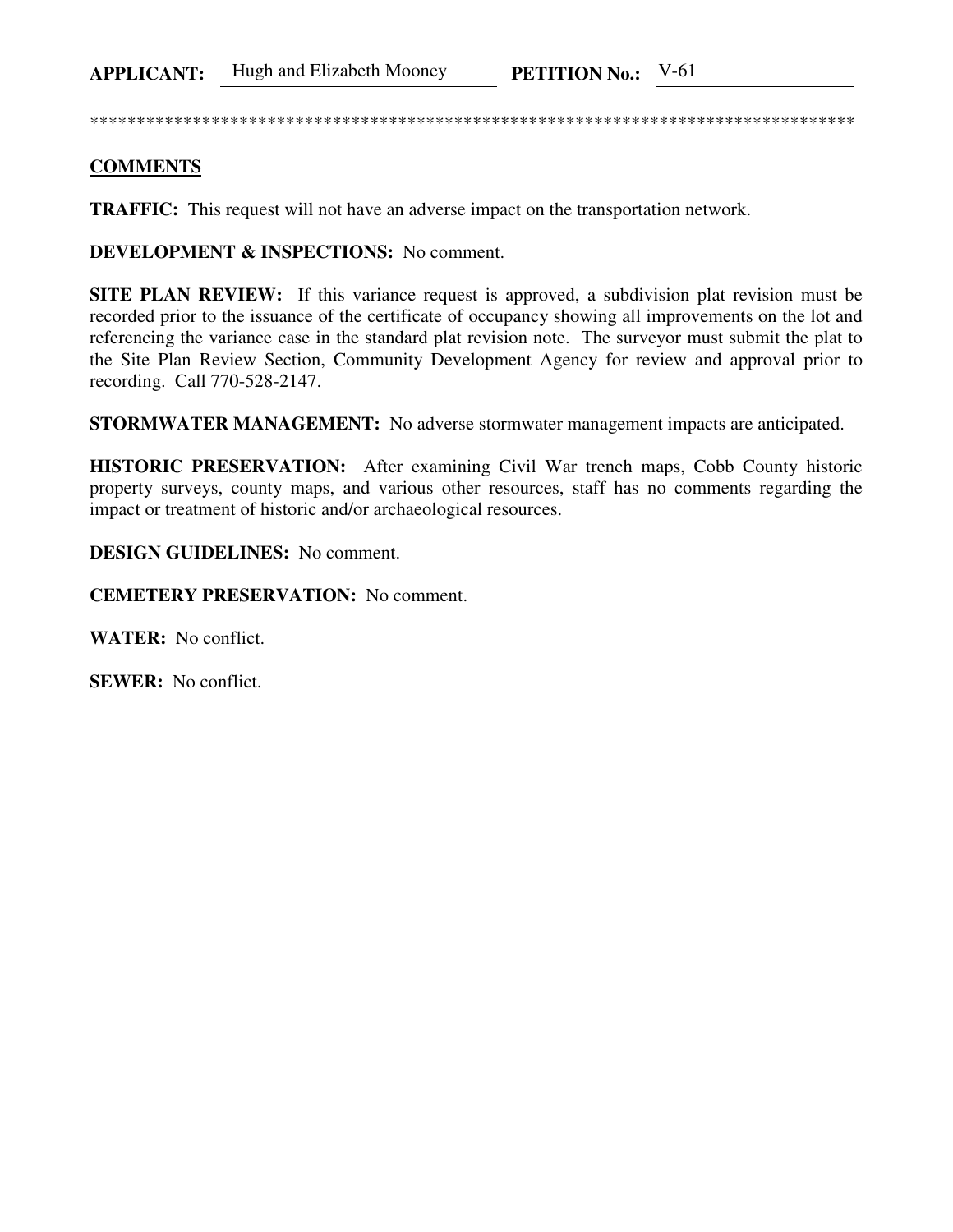**APPLICANT:** Hugh and Elizabeth Mooney **PETITION No.:** V-61

************************************************************************************

**COMMENTS**

**TRAFFIC:** This request will not have an adverse impact on the transportation network.

**DEVELOPMENT & INSPECTIONS:** No comment.

**SITE PLAN REVIEW:** If this variance request is approved, a subdivision plat revision must be recorded prior to the issuance of the certificate of occupancy showing all improvements on the lot and referencing the variance case in the standard plat revision note. The surveyor must submit the plat to the Site Plan Review Section, Community Development Agency for review and approval prior to recording. Call 770-528-2147.

**STORMWATER MANAGEMENT:** No adverse stormwater management impacts are anticipated.

**HISTORIC PRESERVATION:** After examining Civil War trench maps, Cobb County historic property surveys, county maps, and various other resources, staff has no comments regarding the impact or treatment of historic and/or archaeological resources.

**DESIGN GUIDELINES:** No comment.

**CEMETERY PRESERVATION:** No comment.

**WATER:** No conflict.

**SEWER:** No conflict.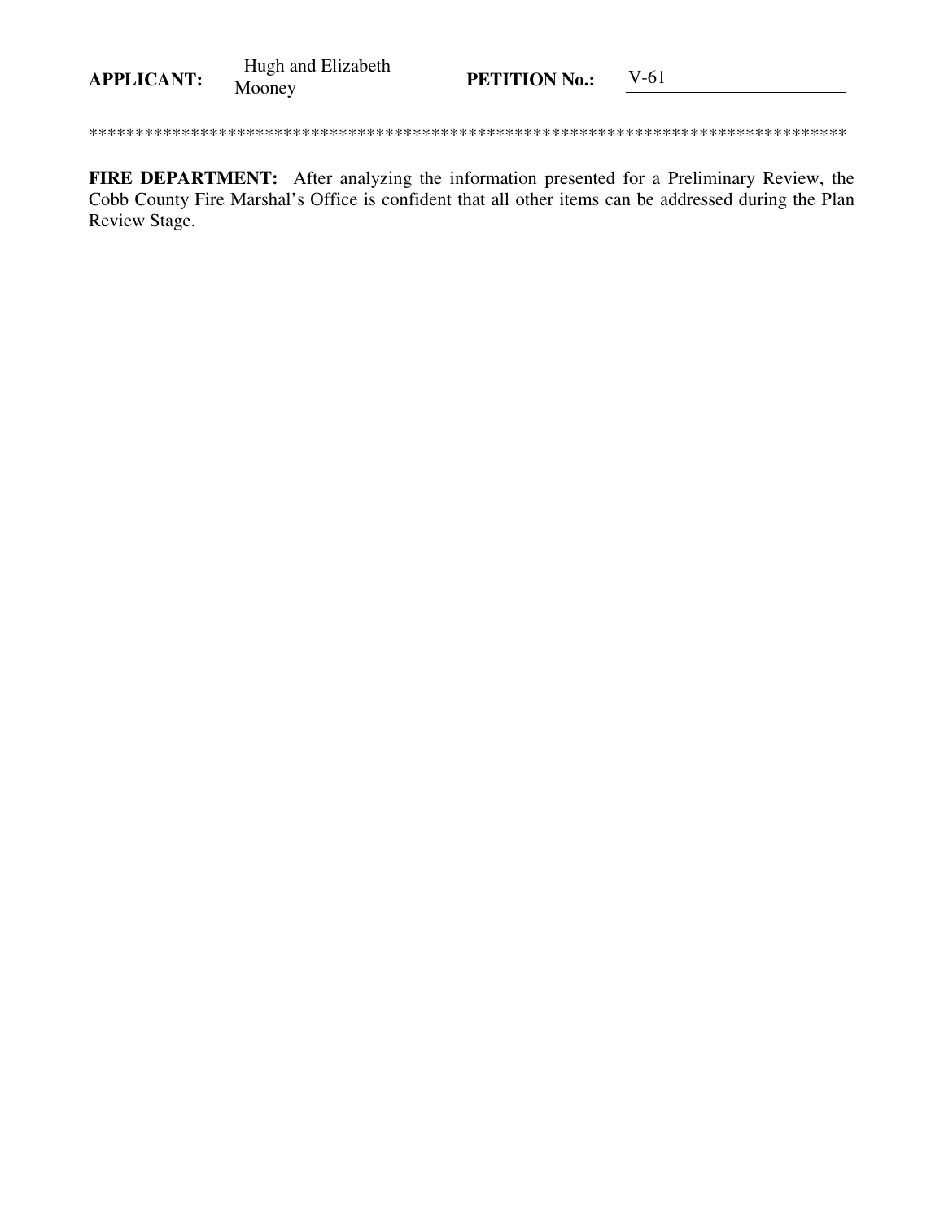**APPLICANT:** Hugh and Elizabeth Mooney **PETITION No.:** V-61

************************************************************************************

**FIRE DEPARTMENT:** After analyzing the information presented for a Preliminary Review, the Cobb County Fire Marshal's Office is confident that all other items can be addressed during the Plan Review Stage.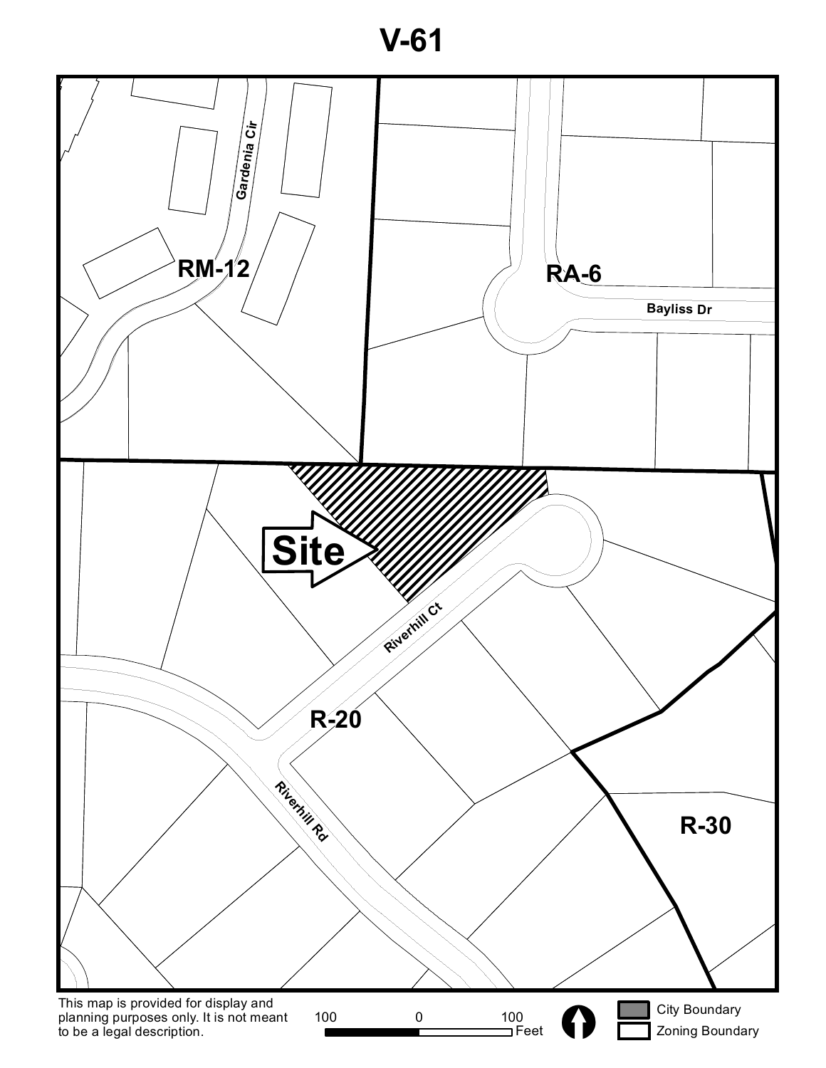# V-61

RM-12

Gardenia Cir

RA-6

Bayliss Dr

Site

Riverhill Ct

R-20

Riverhill Rd

R-30

This map is provided for display and planning purposes only. It is not meant to be a legal description.

100 0 100 Feet

City Boundary

Zoning Boundary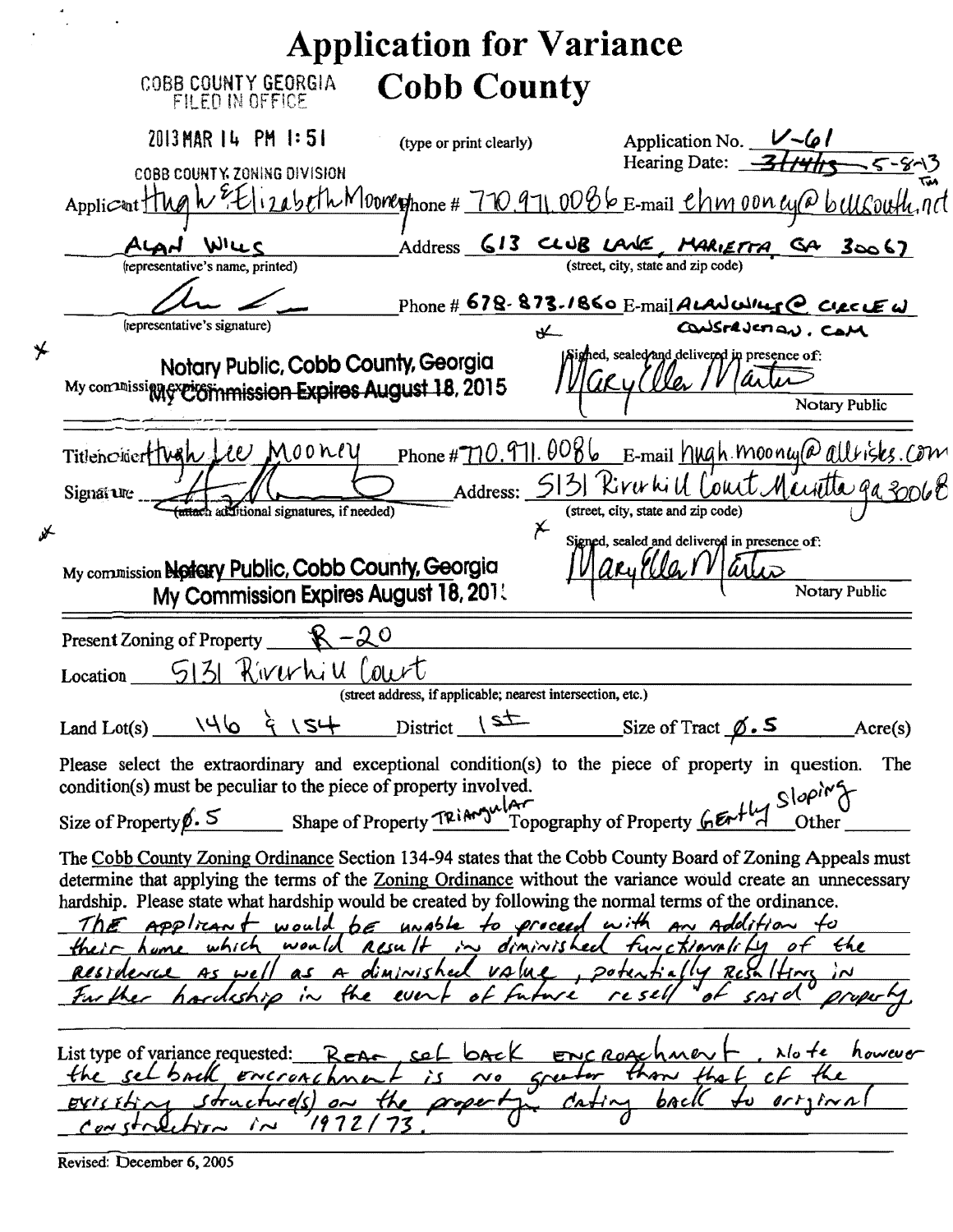# Application for Variance

COBB COUNTY GEORGIA
FILED IN OFFICE

## Cobb County

2013 MAR 14 PM 1:51

COBB COUNTY ZONING DIVISION

(type or print clearly)

Application No. V-61
Hearing Date: ~~3/14/13~~ 5-8-13

Applicant Hugh & Elizabeth Mooney Phone # 770.971.0086 E-mail ehmooney@bellsouth.net

ALAN WILLS
(representative's name, printed)

Address 613 CLUB LANE, MARIETTA, GA 30067
(street, city, state and zip code)

(representative's signature)

Phone # 678-873-1860 E-mail ALANWILLS@CIRCLEW CONSTRUCTION.COM

Notary Public, Cobb County, Georgia
My commission expires: My Commission Expires August 18, 2015

Signed, sealed and delivered in presence of:
Mary Ellen Martin
Notary Public

Titleholder Hugh Lee Mooney Phone # 770.971.0086 E-mail hugh.mooney@allrisks.com

Signature (attach additional signatures, if needed)

Address: 5131 Riverhill Court Marietta Ga 30068
(street, city, state and zip code)

My commission Notary Public, Cobb County, Georgia
My Commission Expires August 18, 2015

Signed, sealed and delivered in presence of:
Mary Ellen Martin
Notary Public

Present Zoning of Property R-20

Location 5131 Riverhill Court
(street address, if applicable; nearest intersection, etc.)

Land Lot(s) 146 & 154 District 1st Size of Tract 0.5 Acre(s)

Please select the extraordinary and exceptional condition(s) to the piece of property in question. The condition(s) must be peculiar to the piece of property involved.

Size of Property 0.5 Shape of Property Triangular Topography of Property Gently Sloping Other ______

The Cobb County Zoning Ordinance Section 134-94 states that the Cobb County Board of Zoning Appeals must determine that applying the terms of the Zoning Ordinance without the variance would create an unnecessary hardship. Please state what hardship would be created by following the normal terms of the ordinance.

The applicant would be unable to proceed with an addition to their home which would result in diminished functionality of the residence as well as a diminished value, potentially resulting in further hardship in the event of future resell of said property.

List type of variance requested: Rear set back encroachment. Note however the set back encroachment is no greater than that of the existing structure(s) on the property dating back to original construction in 1972/73.

Revised: December 6, 2005